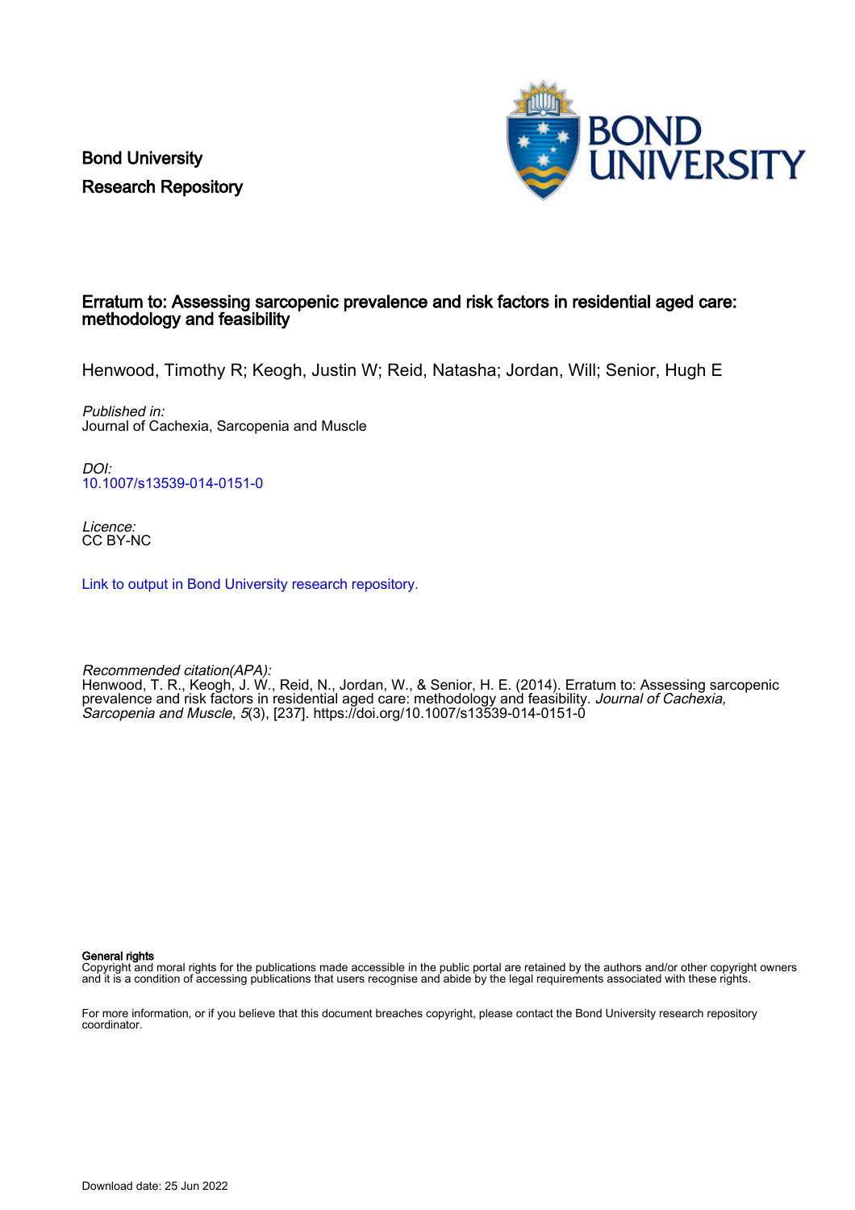Bond University
Research Repository

# Erratum to: Assessing sarcopenic prevalence and risk factors in residential aged care: methodology and feasibility

Henwood, Timothy R; Keogh, Justin W; Reid, Natasha; Jordan, Will; Senior, Hugh E

*Published in:*
Journal of Cachexia, Sarcopenia and Muscle

*DOI:*
10.1007/s13539-014-0151-0

*Licence:*
CC BY-NC

Link to output in Bond University research repository.

*Recommended citation(APA):*
Henwood, T. R., Keogh, J. W., Reid, N., Jordan, W., & Senior, H. E. (2014). Erratum to: Assessing sarcopenic prevalence and risk factors in residential aged care: methodology and feasibility. *Journal of Cachexia, Sarcopenia and Muscle*, *5*(3), [237]. https://doi.org/10.1007/s13539-014-0151-0

**General rights**
Copyright and moral rights for the publications made accessible in the public portal are retained by the authors and/or other copyright owners and it is a condition of accessing publications that users recognise and abide by the legal requirements associated with these rights.

For more information, or if you believe that this document breaches copyright, please contact the Bond University research repository coordinator.

Download date: 25 Jun 2022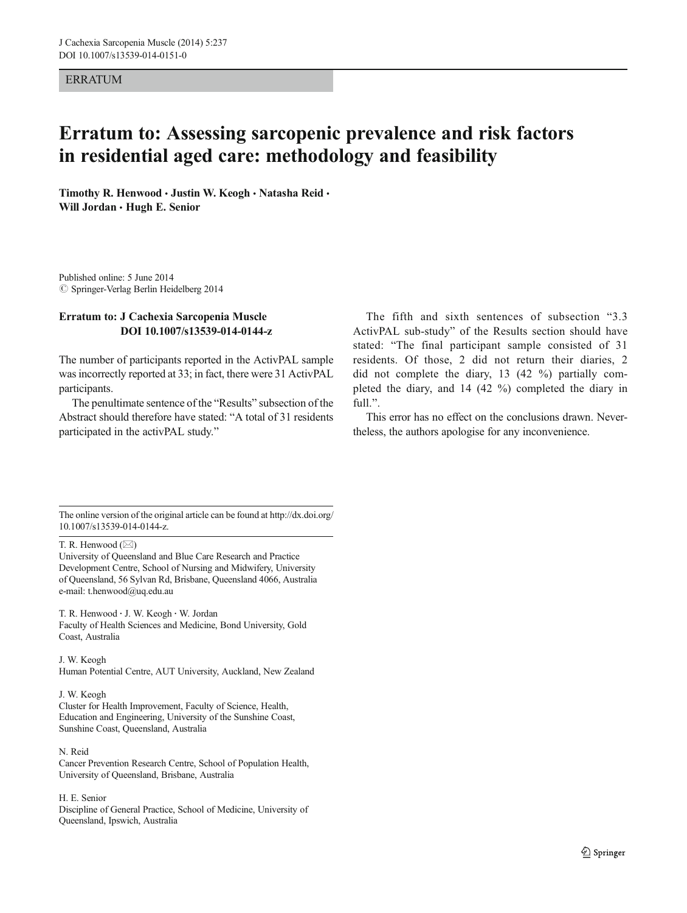ERRATUM

# Erratum to: Assessing sarcopenic prevalence and risk factors in residential aged care: methodology and feasibility

**Timothy R. Henwood · Justin W. Keogh · Natasha Reid · Will Jordan · Hugh E. Senior**

Published online: 5 June 2014
© Springer-Verlag Berlin Heidelberg 2014

**Erratum to: J Cachexia Sarcopenia Muscle DOI 10.1007/s13539-014-0144-z**

The number of participants reported in the ActivPAL sample was incorrectly reported at 33; in fact, there were 31 ActivPAL participants.

The penultimate sentence of the "Results" subsection of the Abstract should therefore have stated: "A total of 31 residents participated in the activPAL study."

The fifth and sixth sentences of subsection "3.3 ActivPAL sub-study" of the Results section should have stated: "The final participant sample consisted of 31 residents. Of those, 2 did not return their diaries, 2 did not complete the diary, 13 (42 %) partially completed the diary, and 14 (42 %) completed the diary in full.".

This error has no effect on the conclusions drawn. Nevertheless, the authors apologise for any inconvenience.

The online version of the original article can be found at http://dx.doi.org/10.1007/s13539-014-0144-z.

T. R. Henwood (✉)
University of Queensland and Blue Care Research and Practice Development Centre, School of Nursing and Midwifery, University of Queensland, 56 Sylvan Rd, Brisbane, Queensland 4066, Australia
e-mail: t.henwood@uq.edu.au

T. R. Henwood · J. W. Keogh · W. Jordan
Faculty of Health Sciences and Medicine, Bond University, Gold Coast, Australia

J. W. Keogh
Human Potential Centre, AUT University, Auckland, New Zealand

J. W. Keogh
Cluster for Health Improvement, Faculty of Science, Health, Education and Engineering, University of the Sunshine Coast, Sunshine Coast, Queensland, Australia

N. Reid
Cancer Prevention Research Centre, School of Population Health, University of Queensland, Brisbane, Australia

H. E. Senior
Discipline of General Practice, School of Medicine, University of Queensland, Ipswich, Australia